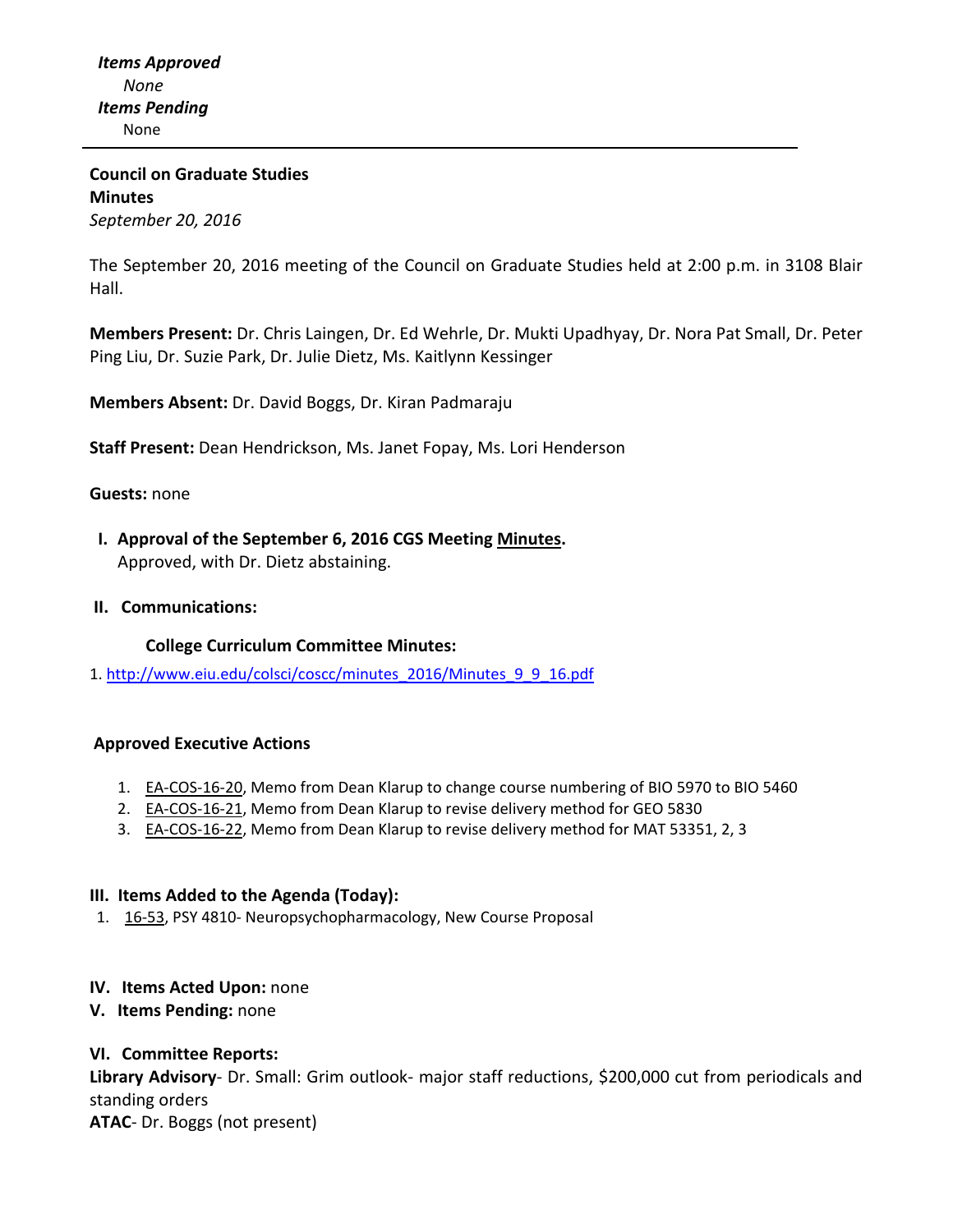***Items Approved***

*None*

***Items Pending***

None

---

**Council on Graduate Studies**
**Minutes**
*September 20, 2016*

The September 20, 2016 meeting of the Council on Graduate Studies held at 2:00 p.m. in 3108 Blair Hall.

**Members Present:** Dr. Chris Laingen, Dr. Ed Wehrle, Dr. Mukti Upadhyay, Dr. Nora Pat Small, Dr. Peter Ping Liu, Dr. Suzie Park, Dr. Julie Dietz, Ms. Kaitlynn Kessinger

**Members Absent:** Dr. David Boggs, Dr. Kiran Padmaraju

**Staff Present:** Dean Hendrickson, Ms. Janet Fopay, Ms. Lori Henderson

**Guests:** none

**I. Approval of the September 6, 2016 CGS Meeting Minutes.**
Approved, with Dr. Dietz abstaining.

**II. Communications:**

**College Curriculum Committee Minutes:**

1. http://www.eiu.edu/colsci/coscc/minutes_2016/Minutes_9_9_16.pdf

**Approved Executive Actions**

1. EA-COS-16-20, Memo from Dean Klarup to change course numbering of BIO 5970 to BIO 5460
2. EA-COS-16-21, Memo from Dean Klarup to revise delivery method for GEO 5830
3. EA-COS-16-22, Memo from Dean Klarup to revise delivery method for MAT 53351, 2, 3

**III. Items Added to the Agenda (Today):**

1. 16-53, PSY 4810- Neuropsychopharmacology, New Course Proposal

**IV. Items Acted Upon:** none

**V. Items Pending:** none

**VI. Committee Reports:**

**Library Advisory**- Dr. Small: Grim outlook- major staff reductions, $200,000 cut from periodicals and standing orders

**ATAC**- Dr. Boggs (not present)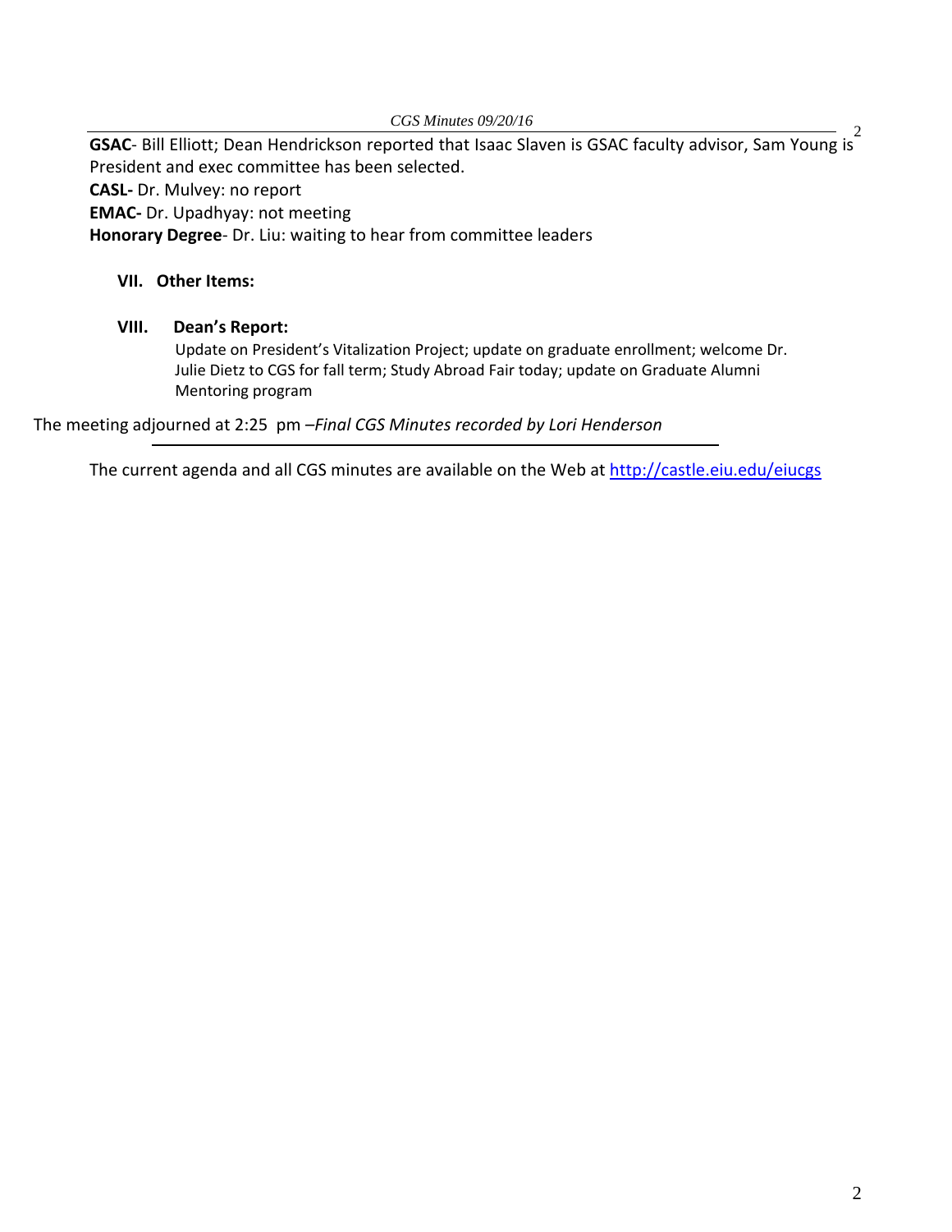**GSAC**- Bill Elliott; Dean Hendrickson reported that Isaac Slaven is GSAC faculty advisor, Sam Young is President and exec committee has been selected.

**CASL-** Dr. Mulvey: no report

**EMAC-** Dr. Upadhyay: not meeting

**Honorary Degree**- Dr. Liu: waiting to hear from committee leaders

## VII. Other Items:

## VIII. Dean's Report:

Update on President's Vitalization Project; update on graduate enrollment; welcome Dr. Julie Dietz to CGS for fall term; Study Abroad Fair today; update on Graduate Alumni Mentoring program

The meeting adjourned at 2:25 pm –*Final CGS Minutes recorded by Lori Henderson*

---

The current agenda and all CGS minutes are available on the Web at http://castle.eiu.edu/eiucgs